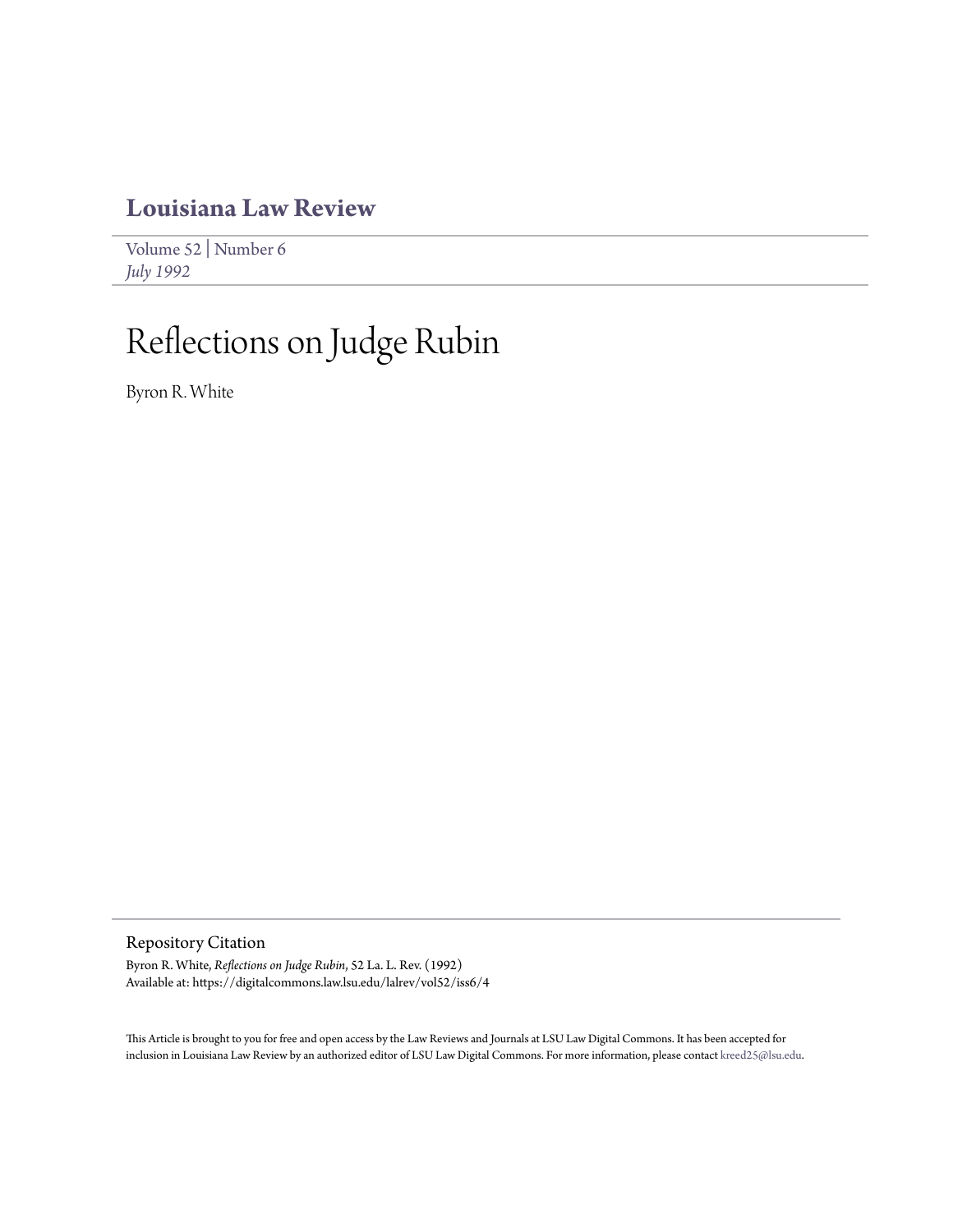# Louisiana Law Review

Volume 52 | Number 6
*July 1992*

# Reflections on Judge Rubin

Byron R. White

## Repository Citation

Byron R. White, *Reflections on Judge Rubin*, 52 La. L. Rev. (1992)
Available at: https://digitalcommons.law.lsu.edu/lalrev/vol52/iss6/4

This Article is brought to you for free and open access by the Law Reviews and Journals at LSU Law Digital Commons. It has been accepted for inclusion in Louisiana Law Review by an authorized editor of LSU Law Digital Commons. For more information, please contact kreed25@lsu.edu.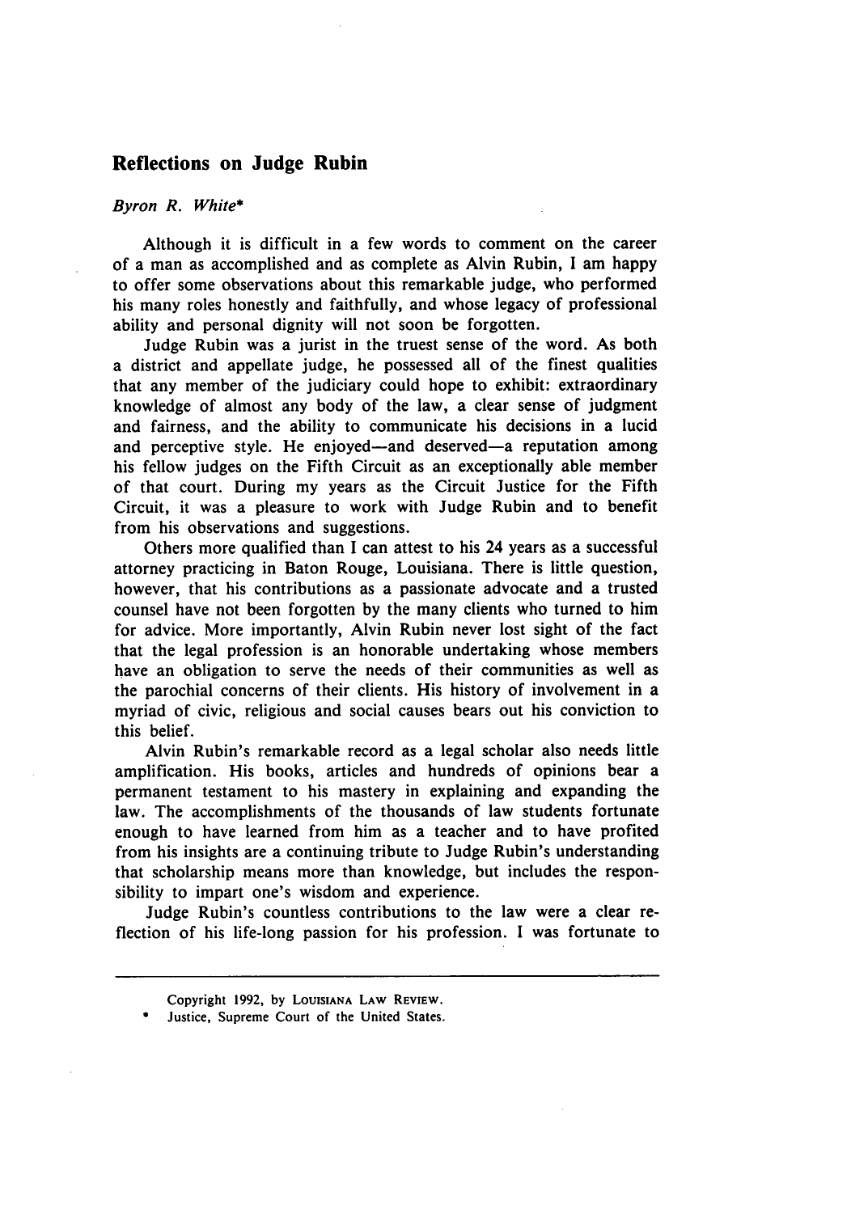## Reflections on Judge Rubin

*Byron R. White**

Although it is difficult in a few words to comment on the career of a man as accomplished and as complete as Alvin Rubin, I am happy to offer some observations about this remarkable judge, who performed his many roles honestly and faithfully, and whose legacy of professional ability and personal dignity will not soon be forgotten.

Judge Rubin was a jurist in the truest sense of the word. As both a district and appellate judge, he possessed all of the finest qualities that any member of the judiciary could hope to exhibit: extraordinary knowledge of almost any body of the law, a clear sense of judgment and fairness, and the ability to communicate his decisions in a lucid and perceptive style. He enjoyed—and deserved—a reputation among his fellow judges on the Fifth Circuit as an exceptionally able member of that court. During my years as the Circuit Justice for the Fifth Circuit, it was a pleasure to work with Judge Rubin and to benefit from his observations and suggestions.

Others more qualified than I can attest to his 24 years as a successful attorney practicing in Baton Rouge, Louisiana. There is little question, however, that his contributions as a passionate advocate and a trusted counsel have not been forgotten by the many clients who turned to him for advice. More importantly, Alvin Rubin never lost sight of the fact that the legal profession is an honorable undertaking whose members have an obligation to serve the needs of their communities as well as the parochial concerns of their clients. His history of involvement in a myriad of civic, religious and social causes bears out his conviction to this belief.

Alvin Rubin's remarkable record as a legal scholar also needs little amplification. His books, articles and hundreds of opinions bear a permanent testament to his mastery in explaining and expanding the law. The accomplishments of the thousands of law students fortunate enough to have learned from him as a teacher and to have profited from his insights are a continuing tribute to Judge Rubin's understanding that scholarship means more than knowledge, but includes the responsibility to impart one's wisdom and experience.

Judge Rubin's countless contributions to the law were a clear reflection of his life-long passion for his profession. I was fortunate to

---

Copyright 1992, by LOUISIANA LAW REVIEW.

\* Justice, Supreme Court of the United States.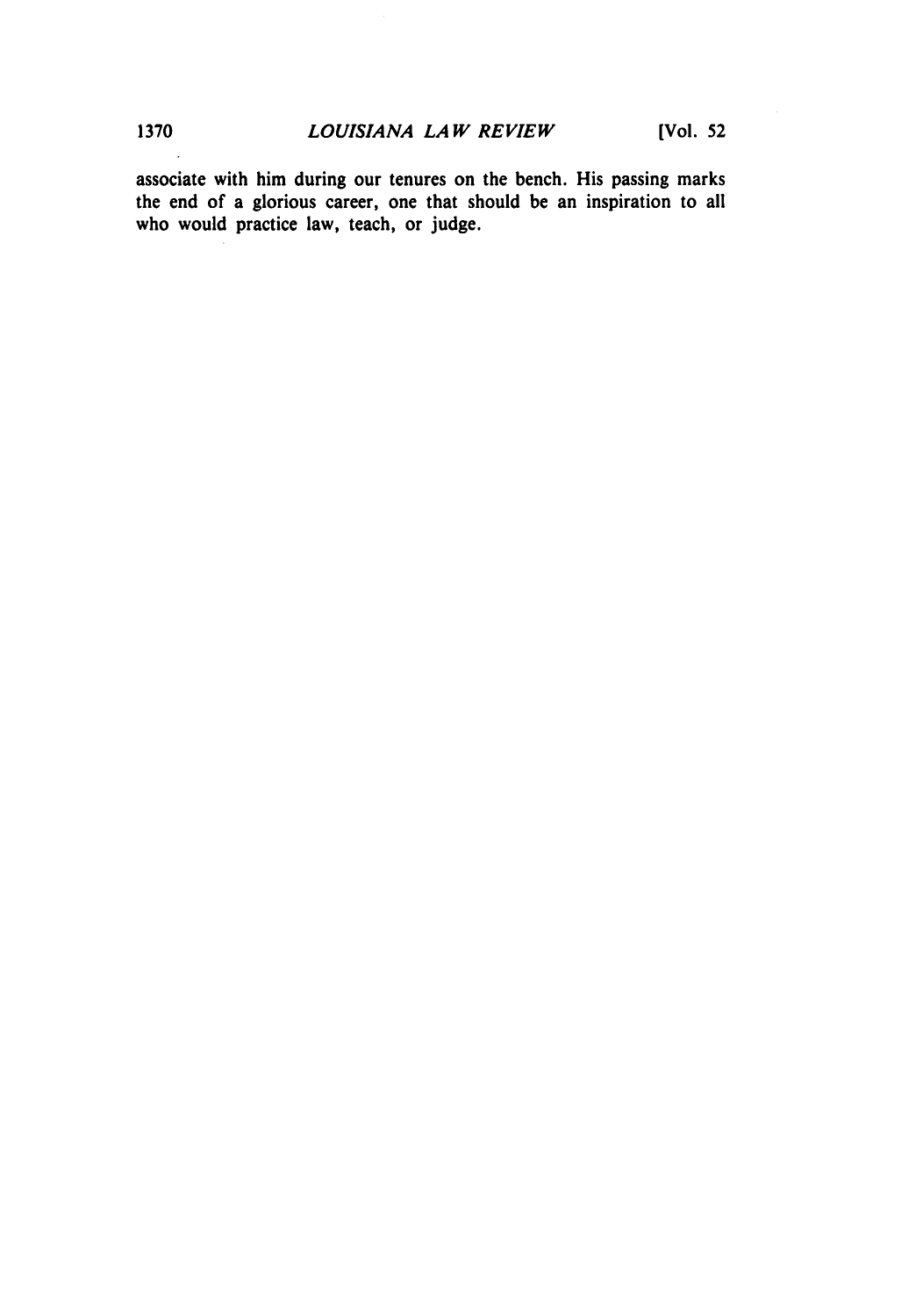associate with him during our tenures on the bench. His passing marks the end of a glorious career, one that should be an inspiration to all who would practice law, teach, or judge.